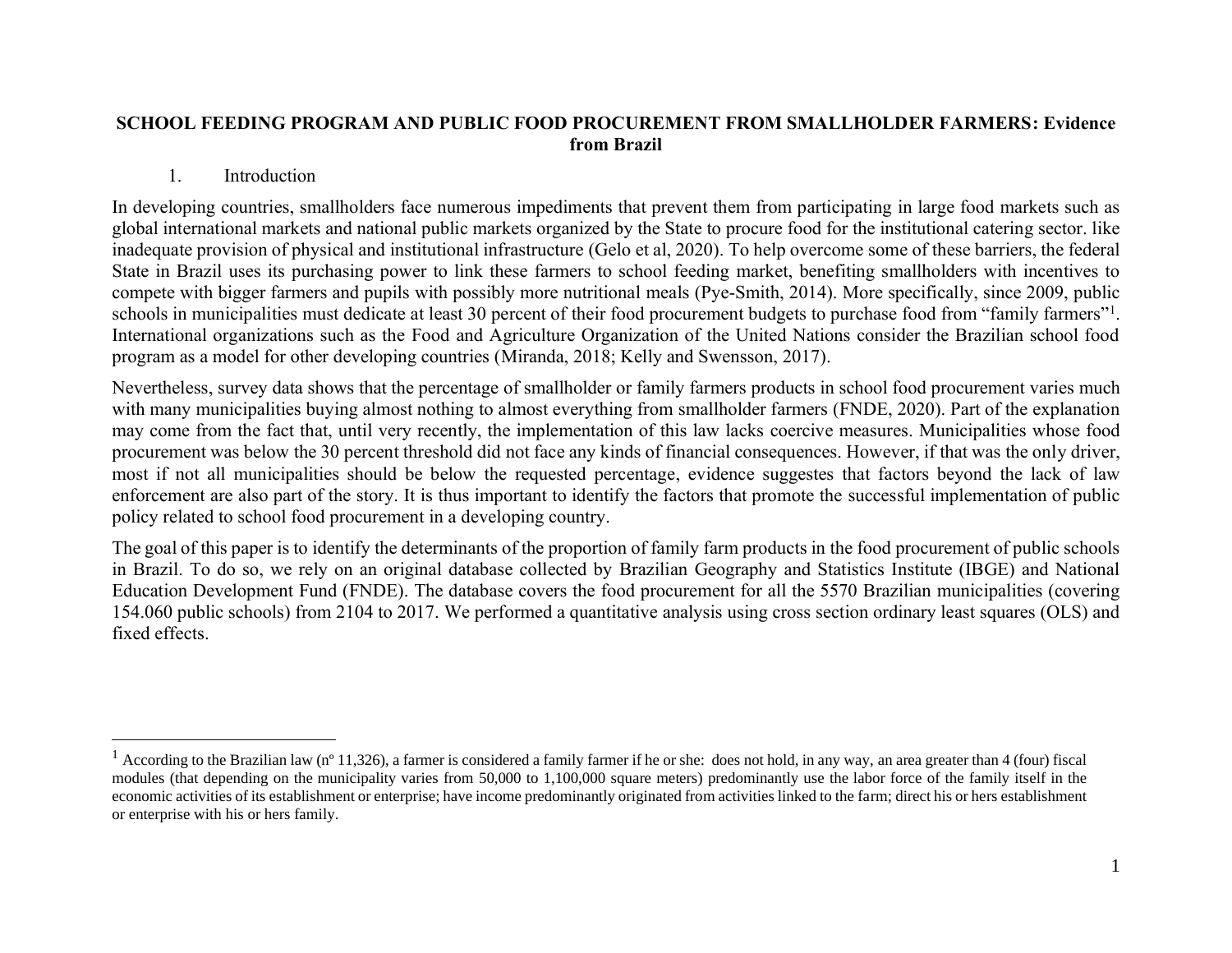**SCHOOL FEEDING PROGRAM AND PUBLIC FOOD PROCUREMENT FROM SMALLHOLDER FARMERS: Evidence from Brazil**

## 1. Introduction

In developing countries, smallholders face numerous impediments that prevent them from participating in large food markets such as global international markets and national public markets organized by the State to procure food for the institutional catering sector. like inadequate provision of physical and institutional infrastructure (Gelo et al, 2020). To help overcome some of these barriers, the federal State in Brazil uses its purchasing power to link these farmers to school feeding market, benefiting smallholders with incentives to compete with bigger farmers and pupils with possibly more nutritional meals (Pye-Smith, 2014). More specifically, since 2009, public schools in municipalities must dedicate at least 30 percent of their food procurement budgets to purchase food from "family farmers"[1]. International organizations such as the Food and Agriculture Organization of the United Nations consider the Brazilian school food program as a model for other developing countries (Miranda, 2018; Kelly and Swensson, 2017).

Nevertheless, survey data shows that the percentage of smallholder or family farmers products in school food procurement varies much with many municipalities buying almost nothing to almost everything from smallholder farmers (FNDE, 2020). Part of the explanation may come from the fact that, until very recently, the implementation of this law lacks coercive measures. Municipalities whose food procurement was below the 30 percent threshold did not face any kinds of financial consequences. However, if that was the only driver, most if not all municipalities should be below the requested percentage, evidence suggestes that factors beyond the lack of law enforcement are also part of the story. It is thus important to identify the factors that promote the successful implementation of public policy related to school food procurement in a developing country.

The goal of this paper is to identify the determinants of the proportion of family farm products in the food procurement of public schools in Brazil. To do so, we rely on an original database collected by Brazilian Geography and Statistics Institute (IBGE) and National Education Development Fund (FNDE). The database covers the food procurement for all the 5570 Brazilian municipalities (covering 154.060 public schools) from 2104 to 2017. We performed a quantitative analysis using cross section ordinary least squares (OLS) and fixed effects.

[1] According to the Brazilian law (nº 11,326), a farmer is considered a family farmer if he or she: does not hold, in any way, an area greater than 4 (four) fiscal modules (that depending on the municipality varies from 50,000 to 1,100,000 square meters) predominantly use the labor force of the family itself in the economic activities of its establishment or enterprise; have income predominantly originated from activities linked to the farm; direct his or hers establishment or enterprise with his or hers family.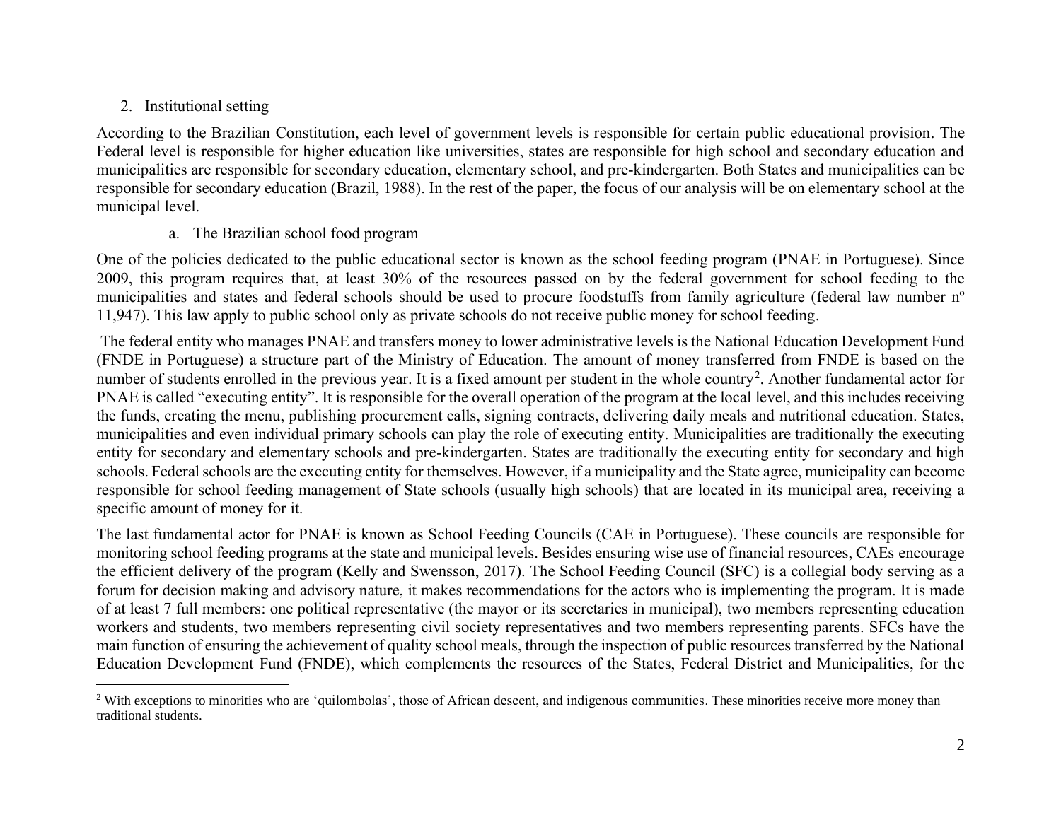## 2. Institutional setting

According to the Brazilian Constitution, each level of government levels is responsible for certain public educational provision. The Federal level is responsible for higher education like universities, states are responsible for high school and secondary education and municipalities are responsible for secondary education, elementary school, and pre-kindergarten. Both States and municipalities can be responsible for secondary education (Brazil, 1988). In the rest of the paper, the focus of our analysis will be on elementary school at the municipal level.

### a. The Brazilian school food program

One of the policies dedicated to the public educational sector is known as the school feeding program (PNAE in Portuguese). Since 2009, this program requires that, at least 30% of the resources passed on by the federal government for school feeding to the municipalities and states and federal schools should be used to procure foodstuffs from family agriculture (federal law number nº 11,947). This law apply to public school only as private schools do not receive public money for school feeding.

The federal entity who manages PNAE and transfers money to lower administrative levels is the National Education Development Fund (FNDE in Portuguese) a structure part of the Ministry of Education. The amount of money transferred from FNDE is based on the number of students enrolled in the previous year. It is a fixed amount per student in the whole country[2]. Another fundamental actor for PNAE is called "executing entity". It is responsible for the overall operation of the program at the local level, and this includes receiving the funds, creating the menu, publishing procurement calls, signing contracts, delivering daily meals and nutritional education. States, municipalities and even individual primary schools can play the role of executing entity. Municipalities are traditionally the executing entity for secondary and elementary schools and pre-kindergarten. States are traditionally the executing entity for secondary and high schools. Federal schools are the executing entity for themselves. However, if a municipality and the State agree, municipality can become responsible for school feeding management of State schools (usually high schools) that are located in its municipal area, receiving a specific amount of money for it.

The last fundamental actor for PNAE is known as School Feeding Councils (CAE in Portuguese). These councils are responsible for monitoring school feeding programs at the state and municipal levels. Besides ensuring wise use of financial resources, CAEs encourage the efficient delivery of the program (Kelly and Swensson, 2017). The School Feeding Council (SFC) is a collegial body serving as a forum for decision making and advisory nature, it makes recommendations for the actors who is implementing the program. It is made of at least 7 full members: one political representative (the mayor or its secretaries in municipal), two members representing education workers and students, two members representing civil society representatives and two members representing parents. SFCs have the main function of ensuring the achievement of quality school meals, through the inspection of public resources transferred by the National Education Development Fund (FNDE), which complements the resources of the States, Federal District and Municipalities, for the

[2] With exceptions to minorities who are 'quilombolas', those of African descent, and indigenous communities. These minorities receive more money than traditional students.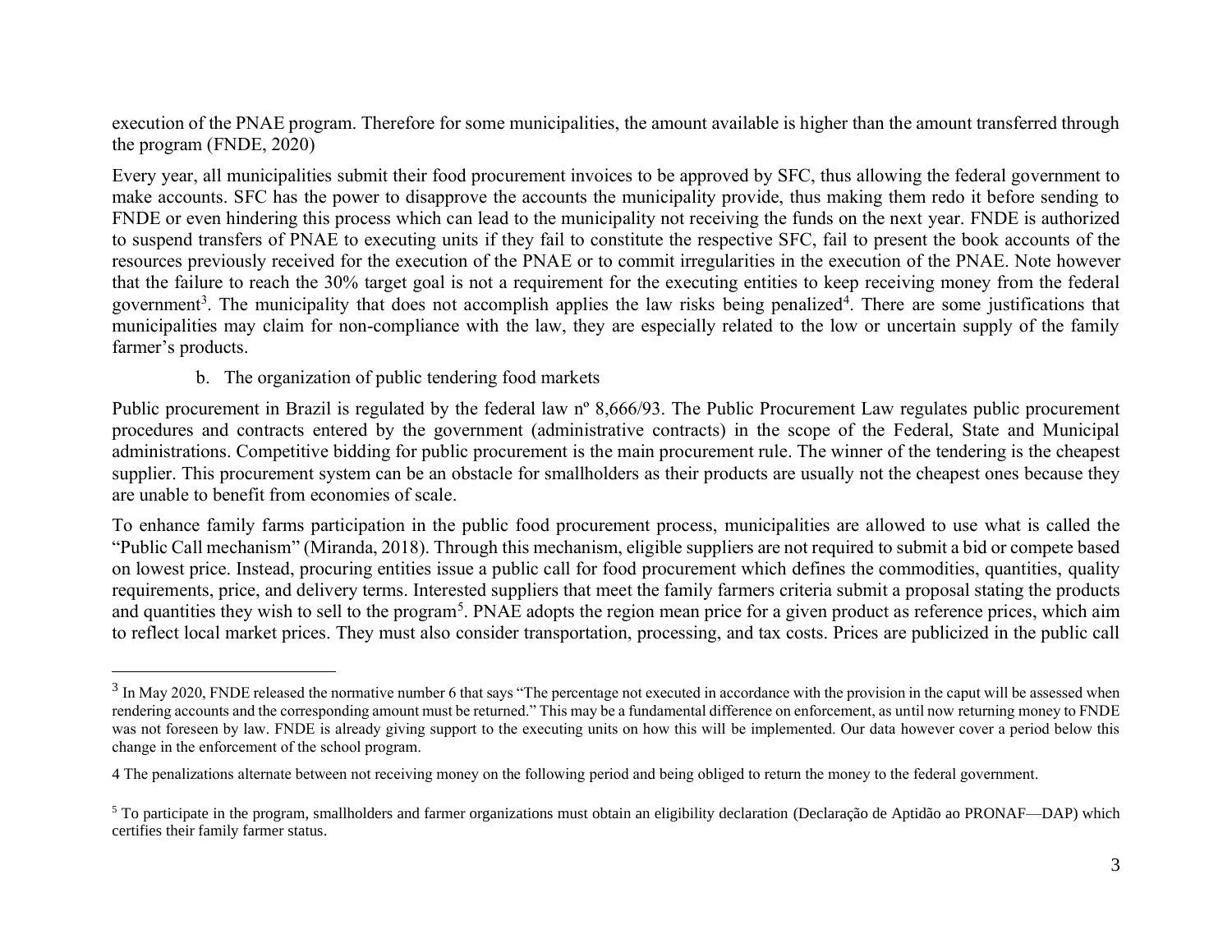execution of the PNAE program. Therefore for some municipalities, the amount available is higher than the amount transferred through the program (FNDE, 2020)

Every year, all municipalities submit their food procurement invoices to be approved by SFC, thus allowing the federal government to make accounts. SFC has the power to disapprove the accounts the municipality provide, thus making them redo it before sending to FNDE or even hindering this process which can lead to the municipality not receiving the funds on the next year. FNDE is authorized to suspend transfers of PNAE to executing units if they fail to constitute the respective SFC, fail to present the book accounts of the resources previously received for the execution of the PNAE or to commit irregularities in the execution of the PNAE. Note however that the failure to reach the 30% target goal is not a requirement for the executing entities to keep receiving money from the federal government[3]. The municipality that does not accomplish applies the law risks being penalized[4]. There are some justifications that municipalities may claim for non-compliance with the law, they are especially related to the low or uncertain supply of the family farmer's products.

b. The organization of public tendering food markets

Public procurement in Brazil is regulated by the federal law nº 8,666/93. The Public Procurement Law regulates public procurement procedures and contracts entered by the government (administrative contracts) in the scope of the Federal, State and Municipal administrations. Competitive bidding for public procurement is the main procurement rule. The winner of the tendering is the cheapest supplier. This procurement system can be an obstacle for smallholders as their products are usually not the cheapest ones because they are unable to benefit from economies of scale.

To enhance family farms participation in the public food procurement process, municipalities are allowed to use what is called the "Public Call mechanism" (Miranda, 2018). Through this mechanism, eligible suppliers are not required to submit a bid or compete based on lowest price. Instead, procuring entities issue a public call for food procurement which defines the commodities, quantities, quality requirements, price, and delivery terms. Interested suppliers that meet the family farmers criteria submit a proposal stating the products and quantities they wish to sell to the program[5]. PNAE adopts the region mean price for a given product as reference prices, which aim to reflect local market prices. They must also consider transportation, processing, and tax costs. Prices are publicized in the public call

---

[3] In May 2020, FNDE released the normative number 6 that says "The percentage not executed in accordance with the provision in the caput will be assessed when rendering accounts and the corresponding amount must be returned." This may be a fundamental difference on enforcement, as until now returning money to FNDE was not foreseen by law. FNDE is already giving support to the executing units on how this will be implemented. Our data however cover a period below this change in the enforcement of the school program.

4 The penalizations alternate between not receiving money on the following period and being obliged to return the money to the federal government.

[5] To participate in the program, smallholders and farmer organizations must obtain an eligibility declaration (Declaração de Aptidão ao PRONAF—DAP) which certifies their family farmer status.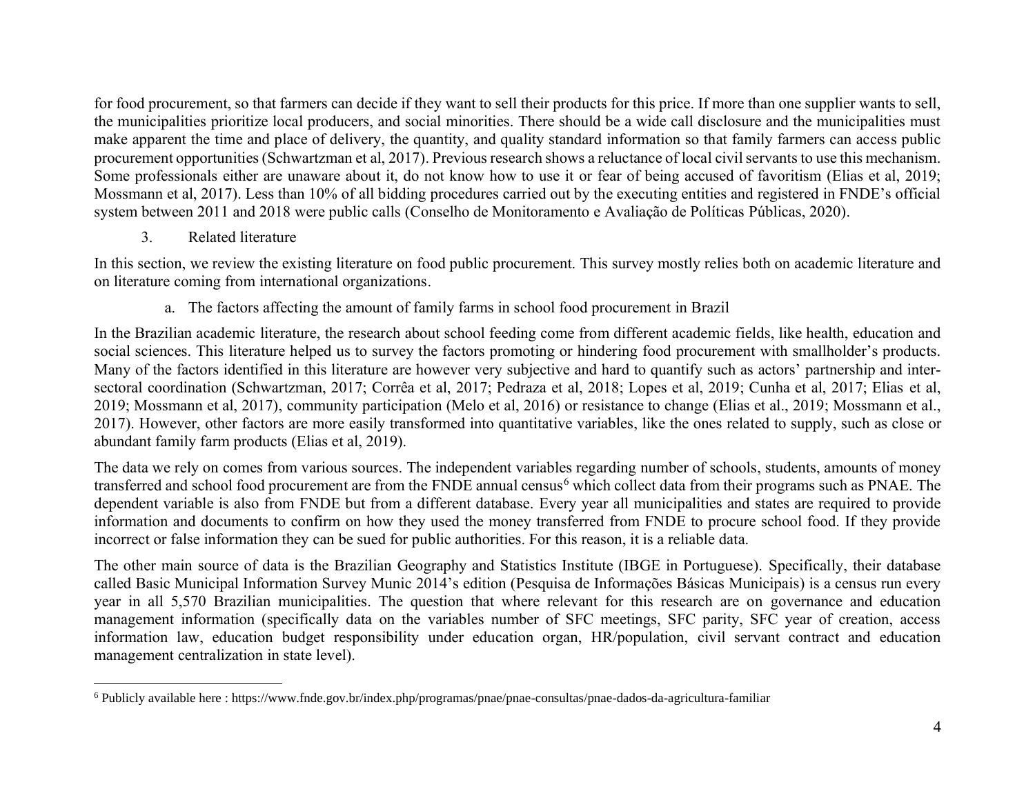for food procurement, so that farmers can decide if they want to sell their products for this price. If more than one supplier wants to sell, the municipalities prioritize local producers, and social minorities. There should be a wide call disclosure and the municipalities must make apparent the time and place of delivery, the quantity, and quality standard information so that family farmers can access public procurement opportunities (Schwartzman et al, 2017). Previous research shows a reluctance of local civil servants to use this mechanism. Some professionals either are unaware about it, do not know how to use it or fear of being accused of favoritism (Elias et al, 2019; Mossmann et al, 2017). Less than 10% of all bidding procedures carried out by the executing entities and registered in FNDE's official system between 2011 and 2018 were public calls (Conselho de Monitoramento e Avaliação de Políticas Públicas, 2020).

## 3. Related literature

In this section, we review the existing literature on food public procurement. This survey mostly relies both on academic literature and on literature coming from international organizations.

### a. The factors affecting the amount of family farms in school food procurement in Brazil

In the Brazilian academic literature, the research about school feeding come from different academic fields, like health, education and social sciences. This literature helped us to survey the factors promoting or hindering food procurement with smallholder's products. Many of the factors identified in this literature are however very subjective and hard to quantify such as actors' partnership and inter-sectoral coordination (Schwartzman, 2017; Corrêa et al, 2017; Pedraza et al, 2018; Lopes et al, 2019; Cunha et al, 2017; Elias et al, 2019; Mossmann et al, 2017), community participation (Melo et al, 2016) or resistance to change (Elias et al., 2019; Mossmann et al., 2017). However, other factors are more easily transformed into quantitative variables, like the ones related to supply, such as close or abundant family farm products (Elias et al, 2019).

The data we rely on comes from various sources. The independent variables regarding number of schools, students, amounts of money transferred and school food procurement are from the FNDE annual census[6] which collect data from their programs such as PNAE. The dependent variable is also from FNDE but from a different database. Every year all municipalities and states are required to provide information and documents to confirm on how they used the money transferred from FNDE to procure school food. If they provide incorrect or false information they can be sued for public authorities. For this reason, it is a reliable data.

The other main source of data is the Brazilian Geography and Statistics Institute (IBGE in Portuguese). Specifically, their database called Basic Municipal Information Survey Munic 2014's edition (Pesquisa de Informações Básicas Municipais) is a census run every year in all 5,570 Brazilian municipalities. The question that where relevant for this research are on governance and education management information (specifically data on the variables number of SFC meetings, SFC parity, SFC year of creation, access information law, education budget responsibility under education organ, HR/population, civil servant contract and education management centralization in state level).

---

[6] Publicly available here : https://www.fnde.gov.br/index.php/programas/pnae/pnae-consultas/pnae-dados-da-agricultura-familiar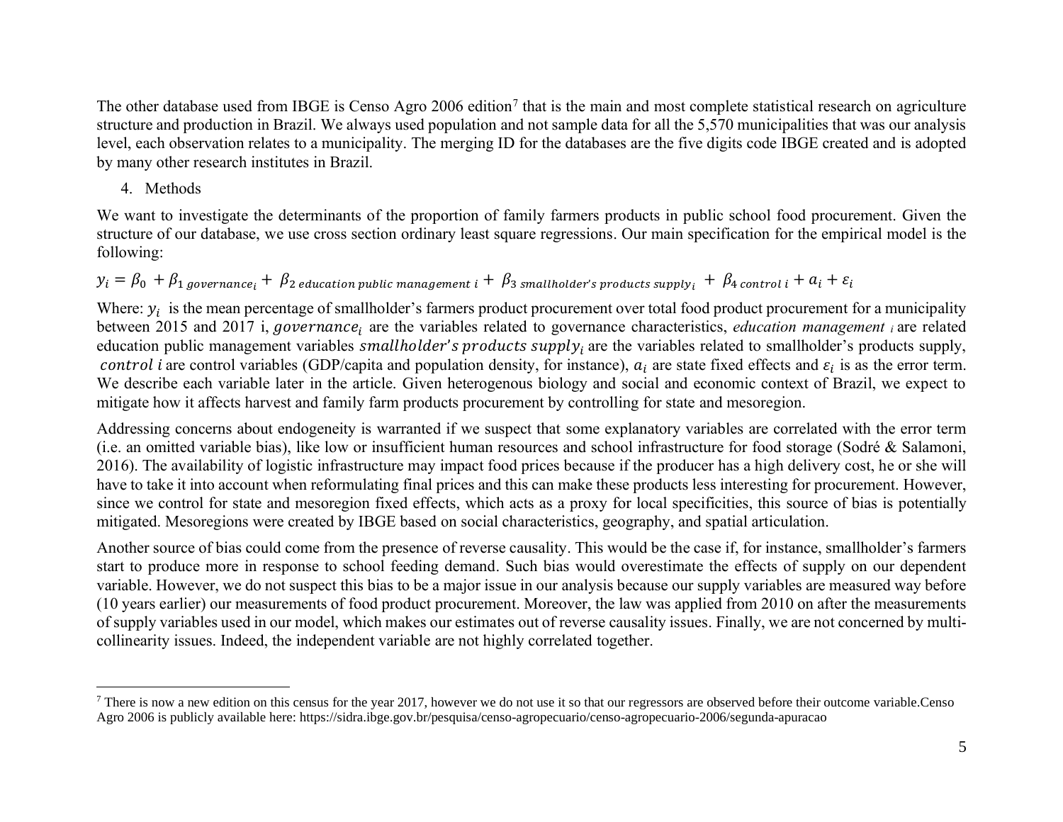The other database used from IBGE is Censo Agro 2006 edition[7] that is the main and most complete statistical research on agriculture structure and production in Brazil. We always used population and not sample data for all the 5,570 municipalities that was our analysis level, each observation relates to a municipality. The merging ID for the databases are the five digits code IBGE created and is adopted by many other research institutes in Brazil.

## 4. Methods

We want to investigate the determinants of the proportion of family farmers products in public school food procurement. Given the structure of our database, we use cross section ordinary least square regressions. Our main specification for the empirical model is the following:

$$y_i = \beta_0 + \beta_{1\ governance_i} + \beta_{2\ education\ public\ management\ i} + \beta_{3\ smallholder's\ products\ supply_i} + \beta_{4\ control\ i} + a_i + \varepsilon_i$$

Where: $y_i$ is the mean percentage of smallholder's farmers product procurement over total food product procurement for a municipality between 2015 and 2017 i, $governance_i$ are the variables related to governance characteristics, *education management* $_i$ are related education public management variables $smallholder's\ products\ supply_i$ are the variables related to smallholder's products supply, $control\ i$ are control variables (GDP/capita and population density, for instance), $a_i$ are state fixed effects and $\varepsilon_i$ is as the error term. We describe each variable later in the article. Given heterogenous biology and social and economic context of Brazil, we expect to mitigate how it affects harvest and family farm products procurement by controlling for state and mesoregion.

Addressing concerns about endogeneity is warranted if we suspect that some explanatory variables are correlated with the error term (i.e. an omitted variable bias), like low or insufficient human resources and school infrastructure for food storage (Sodré & Salamoni, 2016). The availability of logistic infrastructure may impact food prices because if the producer has a high delivery cost, he or she will have to take it into account when reformulating final prices and this can make these products less interesting for procurement. However, since we control for state and mesoregion fixed effects, which acts as a proxy for local specificities, this source of bias is potentially mitigated. Mesoregions were created by IBGE based on social characteristics, geography, and spatial articulation.

Another source of bias could come from the presence of reverse causality. This would be the case if, for instance, smallholder's farmers start to produce more in response to school feeding demand. Such bias would overestimate the effects of supply on our dependent variable. However, we do not suspect this bias to be a major issue in our analysis because our supply variables are measured way before (10 years earlier) our measurements of food product procurement. Moreover, the law was applied from 2010 on after the measurements of supply variables used in our model, which makes our estimates out of reverse causality issues. Finally, we are not concerned by multi-collinearity issues. Indeed, the independent variable are not highly correlated together.

---

[7] There is now a new edition on this census for the year 2017, however we do not use it so that our regressors are observed before their outcome variable.Censo Agro 2006 is publicly available here: https://sidra.ibge.gov.br/pesquisa/censo-agropecuario/censo-agropecuario-2006/segunda-apuracao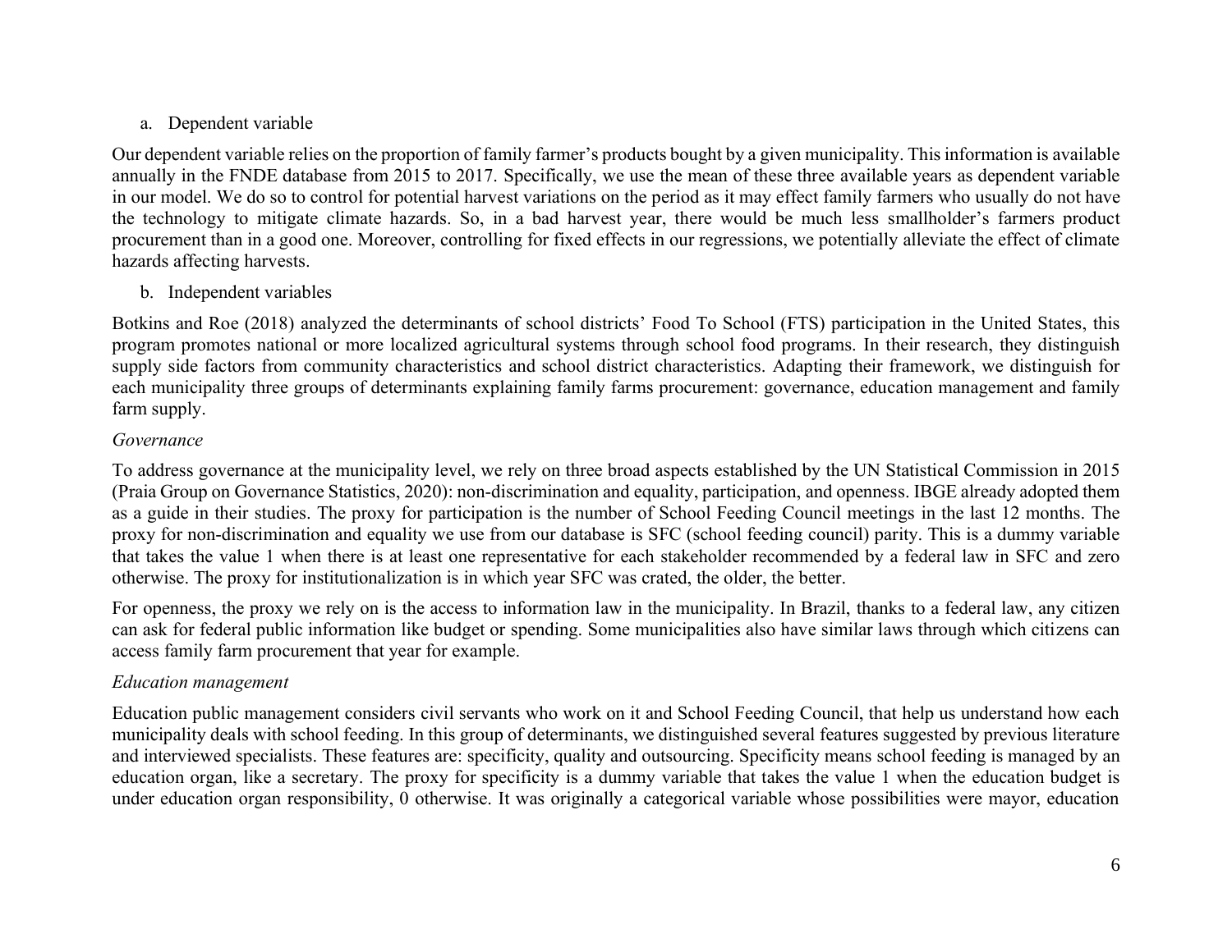a. Dependent variable

Our dependent variable relies on the proportion of family farmer's products bought by a given municipality. This information is available annually in the FNDE database from 2015 to 2017. Specifically, we use the mean of these three available years as dependent variable in our model. We do so to control for potential harvest variations on the period as it may effect family farmers who usually do not have the technology to mitigate climate hazards. So, in a bad harvest year, there would be much less smallholder's farmers product procurement than in a good one. Moreover, controlling for fixed effects in our regressions, we potentially alleviate the effect of climate hazards affecting harvests.

b. Independent variables

Botkins and Roe (2018) analyzed the determinants of school districts' Food To School (FTS) participation in the United States, this program promotes national or more localized agricultural systems through school food programs. In their research, they distinguish supply side factors from community characteristics and school district characteristics. Adapting their framework, we distinguish for each municipality three groups of determinants explaining family farms procurement: governance, education management and family farm supply.

*Governance*

To address governance at the municipality level, we rely on three broad aspects established by the UN Statistical Commission in 2015 (Praia Group on Governance Statistics, 2020): non-discrimination and equality, participation, and openness. IBGE already adopted them as a guide in their studies. The proxy for participation is the number of School Feeding Council meetings in the last 12 months. The proxy for non-discrimination and equality we use from our database is SFC (school feeding council) parity. This is a dummy variable that takes the value 1 when there is at least one representative for each stakeholder recommended by a federal law in SFC and zero otherwise. The proxy for institutionalization is in which year SFC was crated, the older, the better.

For openness, the proxy we rely on is the access to information law in the municipality. In Brazil, thanks to a federal law, any citizen can ask for federal public information like budget or spending. Some municipalities also have similar laws through which citizens can access family farm procurement that year for example.

*Education management*

Education public management considers civil servants who work on it and School Feeding Council, that help us understand how each municipality deals with school feeding. In this group of determinants, we distinguished several features suggested by previous literature and interviewed specialists. These features are: specificity, quality and outsourcing. Specificity means school feeding is managed by an education organ, like a secretary. The proxy for specificity is a dummy variable that takes the value 1 when the education budget is under education organ responsibility, 0 otherwise. It was originally a categorical variable whose possibilities were mayor, education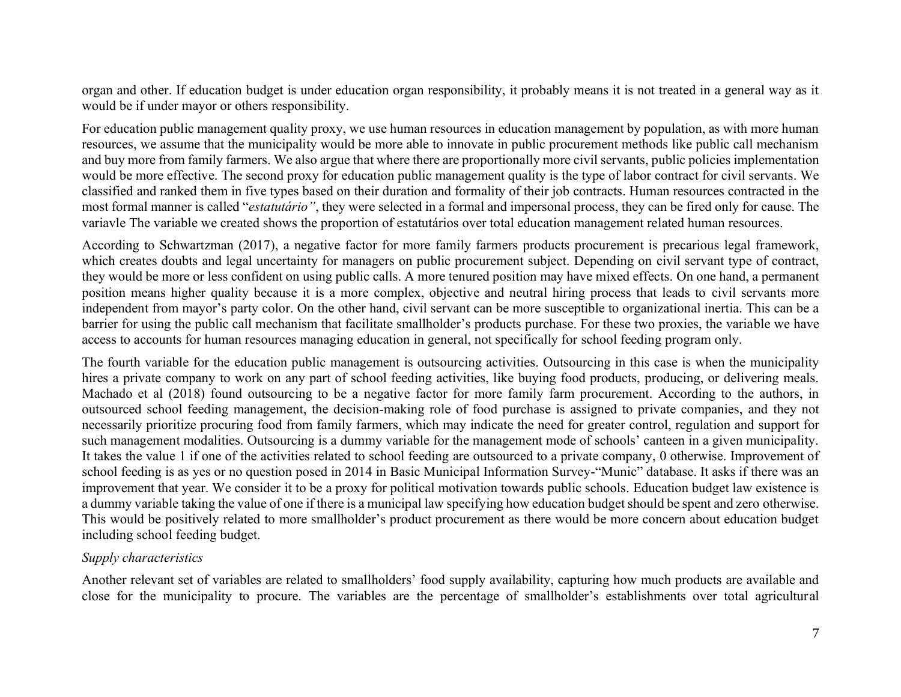organ and other. If education budget is under education organ responsibility, it probably means it is not treated in a general way as it would be if under mayor or others responsibility.

For education public management quality proxy, we use human resources in education management by population, as with more human resources, we assume that the municipality would be more able to innovate in public procurement methods like public call mechanism and buy more from family farmers. We also argue that where there are proportionally more civil servants, public policies implementation would be more effective. The second proxy for education public management quality is the type of labor contract for civil servants. We classified and ranked them in five types based on their duration and formality of their job contracts. Human resources contracted in the most formal manner is called "*estatutário"*, they were selected in a formal and impersonal process, they can be fired only for cause. The variavle The variable we created shows the proportion of estatutários over total education management related human resources.

According to Schwartzman (2017), a negative factor for more family farmers products procurement is precarious legal framework, which creates doubts and legal uncertainty for managers on public procurement subject. Depending on civil servant type of contract, they would be more or less confident on using public calls. A more tenured position may have mixed effects. On one hand, a permanent position means higher quality because it is a more complex, objective and neutral hiring process that leads to civil servants more independent from mayor's party color. On the other hand, civil servant can be more susceptible to organizational inertia. This can be a barrier for using the public call mechanism that facilitate smallholder's products purchase. For these two proxies, the variable we have access to accounts for human resources managing education in general, not specifically for school feeding program only.

The fourth variable for the education public management is outsourcing activities. Outsourcing in this case is when the municipality hires a private company to work on any part of school feeding activities, like buying food products, producing, or delivering meals. Machado et al (2018) found outsourcing to be a negative factor for more family farm procurement. According to the authors, in outsourced school feeding management, the decision-making role of food purchase is assigned to private companies, and they not necessarily prioritize procuring food from family farmers, which may indicate the need for greater control, regulation and support for such management modalities. Outsourcing is a dummy variable for the management mode of schools' canteen in a given municipality. It takes the value 1 if one of the activities related to school feeding are outsourced to a private company, 0 otherwise. Improvement of school feeding is as yes or no question posed in 2014 in Basic Municipal Information Survey-"Munic" database. It asks if there was an improvement that year. We consider it to be a proxy for political motivation towards public schools. Education budget law existence is a dummy variable taking the value of one if there is a municipal law specifying how education budget should be spent and zero otherwise. This would be positively related to more smallholder's product procurement as there would be more concern about education budget including school feeding budget.

*Supply characteristics*

Another relevant set of variables are related to smallholders' food supply availability, capturing how much products are available and close for the municipality to procure. The variables are the percentage of smallholder's establishments over total agricultural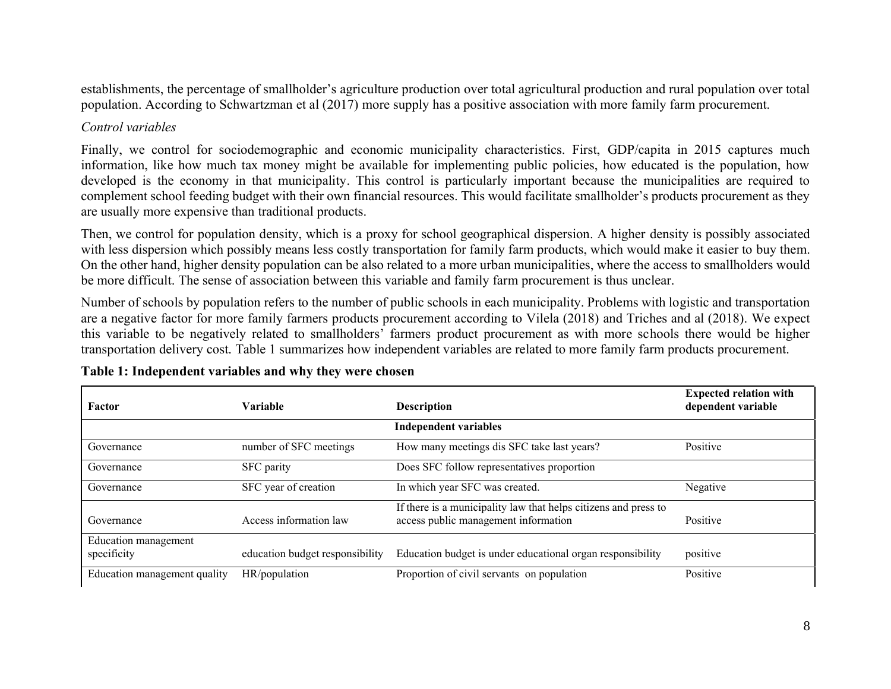establishments, the percentage of smallholder's agriculture production over total agricultural production and rural population over total population. According to Schwartzman et al (2017) more supply has a positive association with more family farm procurement.

*Control variables*

Finally, we control for sociodemographic and economic municipality characteristics. First, GDP/capita in 2015 captures much information, like how much tax money might be available for implementing public policies, how educated is the population, how developed is the economy in that municipality. This control is particularly important because the municipalities are required to complement school feeding budget with their own financial resources. This would facilitate smallholder's products procurement as they are usually more expensive than traditional products.

Then, we control for population density, which is a proxy for school geographical dispersion. A higher density is possibly associated with less dispersion which possibly means less costly transportation for family farm products, which would make it easier to buy them. On the other hand, higher density population can be also related to a more urban municipalities, where the access to smallholders would be more difficult. The sense of association between this variable and family farm procurement is thus unclear.

Number of schools by population refers to the number of public schools in each municipality. Problems with logistic and transportation are a negative factor for more family farmers products procurement according to Vilela (2018) and Triches and al (2018). We expect this variable to be negatively related to smallholders' farmers product procurement as with more schools there would be higher transportation delivery cost. Table 1 summarizes how independent variables are related to more family farm products procurement.

**Table 1: Independent variables and why they were chosen**

| **Factor** | **Variable** | **Description** | **Expected relation with dependent variable** |
|---|---|---|---|
| | | **Independent variables** | |
| Governance | number of SFC meetings | How many meetings dis SFC take last years? | Positive |
| Governance | SFC parity | Does SFC follow representatives proportion | |
| Governance | SFC year of creation | In which year SFC was created. | Negative |
| Governance | Access information law | If there is a municipality law that helps citizens and press to access public management information | Positive |
| Education management specificity | education budget responsibility | Education budget is under educational organ responsibility | positive |
| Education management quality | HR/population | Proportion of civil servants on population | Positive |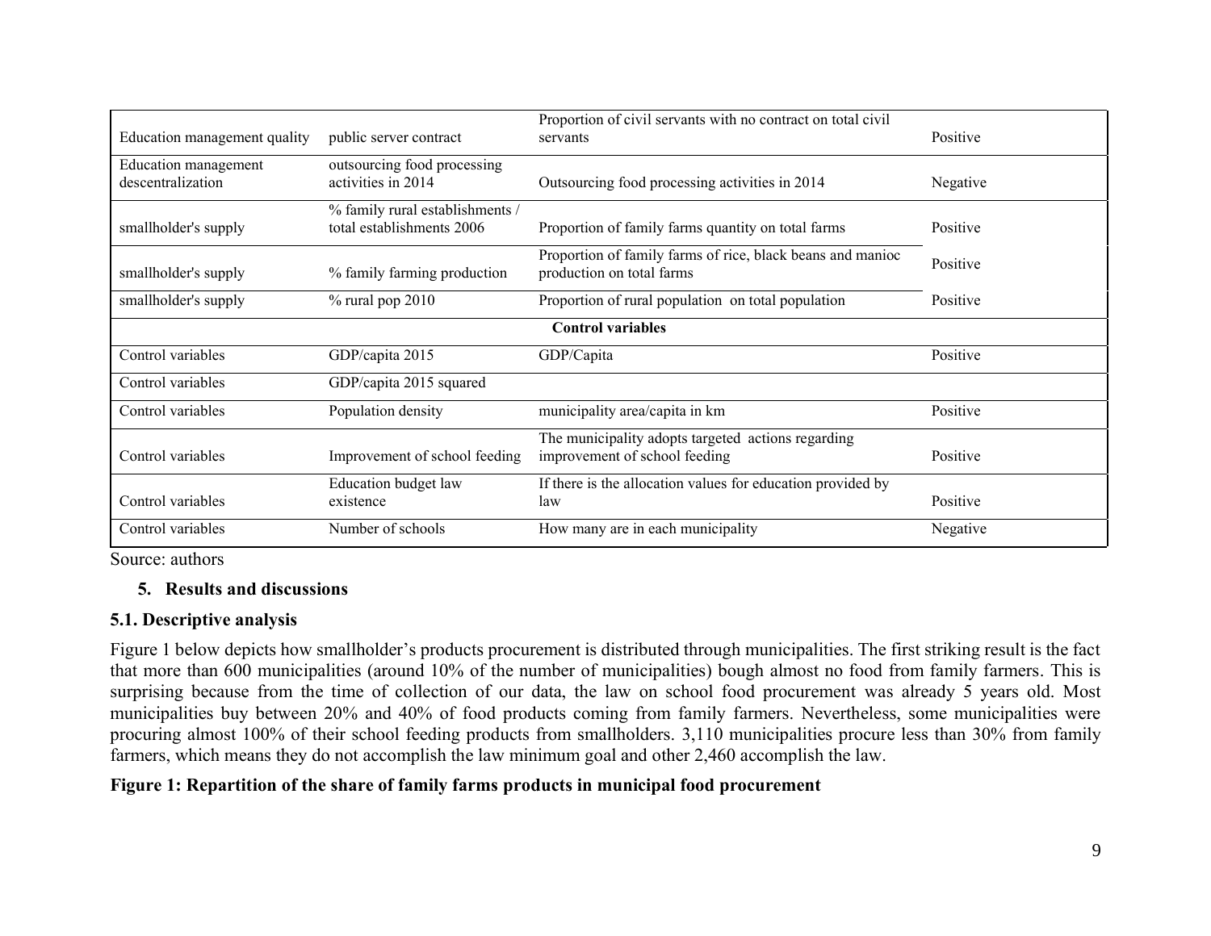| | | | |
|---|---|---|---|
| Education management quality | public server contract | Proportion of civil servants with no contract on total civil servants | Positive |
| Education management descentralization | outsourcing food processing activities in 2014 | Outsourcing food processing activities in 2014 | Negative |
| smallholder's supply | % family rural establishments / total establishments 2006 | Proportion of family farms quantity on total farms | Positive |
| smallholder's supply | % family farming production | Proportion of family farms of rice, black beans and manioc production on total farms | Positive |
| smallholder's supply | % rural pop 2010 | Proportion of rural population on total population | Positive |
| | | **Control variables** | |
| Control variables | GDP/capita 2015 | GDP/Capita | Positive |
| Control variables | GDP/capita 2015 squared | | |
| Control variables | Population density | municipality area/capita in km | Positive |
| Control variables | Improvement of school feeding | The municipality adopts targeted actions regarding improvement of school feeding | Positive |
| Control variables | Education budget law existence | If there is the allocation values for education provided by law | Positive |
| Control variables | Number of schools | How many are in each municipality | Negative |

Source: authors

## 5. Results and discussions

### 5.1. Descriptive analysis

Figure 1 below depicts how smallholder's products procurement is distributed through municipalities. The first striking result is the fact that more than 600 municipalities (around 10% of the number of municipalities) bough almost no food from family farmers. This is surprising because from the time of collection of our data, the law on school food procurement was already 5 years old. Most municipalities buy between 20% and 40% of food products coming from family farmers. Nevertheless, some municipalities were procuring almost 100% of their school feeding products from smallholders. 3,110 municipalities procure less than 30% from family farmers, which means they do not accomplish the law minimum goal and other 2,460 accomplish the law.

**Figure 1: Repartition of the share of family farms products in municipal food procurement**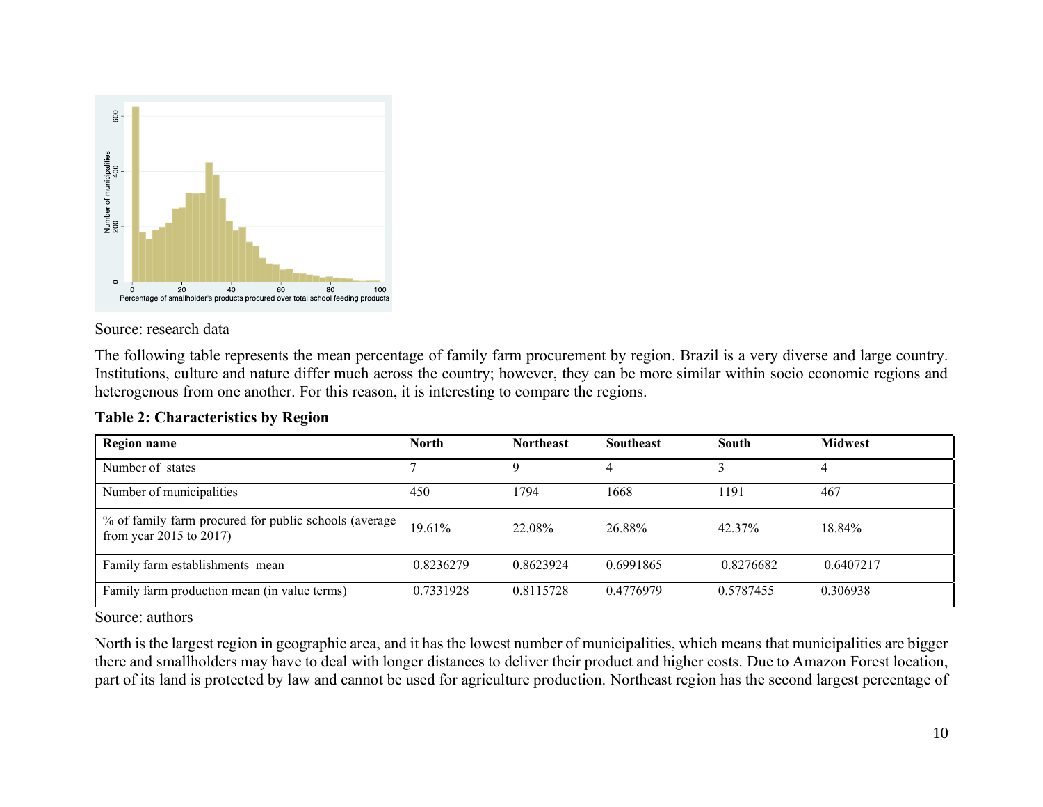Source: research data

The following table represents the mean percentage of family farm procurement by region. Brazil is a very diverse and large country. Institutions, culture and nature differ much across the country; however, they can be more similar within socio economic regions and heterogenous from one another. For this reason, it is interesting to compare the regions.

**Table 2: Characteristics by Region**

| Region name | North | Northeast | Southeast | South | Midwest |
|---|---|---|---|---|---|
| Number of states | 7 | 9 | 4 | 3 | 4 |
| Number of municipalities | 450 | 1794 | 1668 | 1191 | 467 |
| % of family farm procured for public schools (average from year 2015 to 2017) | 19.61% | 22.08% | 26.88% | 42.37% | 18.84% |
| Family farm establishments mean | 0.8236279 | 0.8623924 | 0.6991865 | 0.8276682 | 0.6407217 |
| Family farm production mean (in value terms) | 0.7331928 | 0.8115728 | 0.4776979 | 0.5787455 | 0.306938 |

Source: authors

North is the largest region in geographic area, and it has the lowest number of municipalities, which means that municipalities are bigger there and smallholders may have to deal with longer distances to deliver their product and higher costs. Due to Amazon Forest location, part of its land is protected by law and cannot be used for agriculture production. Northeast region has the second largest percentage of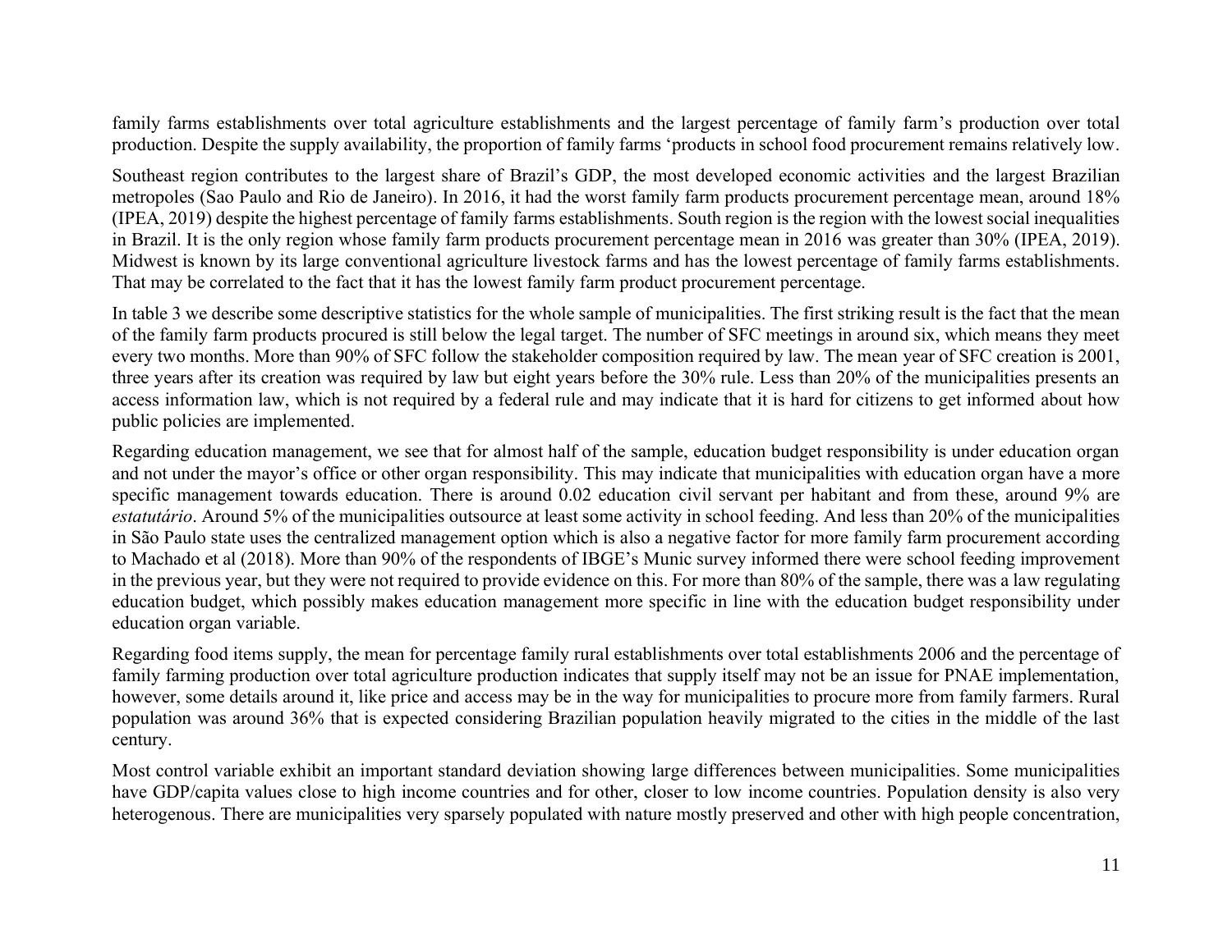family farms establishments over total agriculture establishments and the largest percentage of family farm's production over total production. Despite the supply availability, the proportion of family farms 'products in school food procurement remains relatively low.

Southeast region contributes to the largest share of Brazil's GDP, the most developed economic activities and the largest Brazilian metropoles (Sao Paulo and Rio de Janeiro). In 2016, it had the worst family farm products procurement percentage mean, around 18% (IPEA, 2019) despite the highest percentage of family farms establishments. South region is the region with the lowest social inequalities in Brazil. It is the only region whose family farm products procurement percentage mean in 2016 was greater than 30% (IPEA, 2019). Midwest is known by its large conventional agriculture livestock farms and has the lowest percentage of family farms establishments. That may be correlated to the fact that it has the lowest family farm product procurement percentage.

In table 3 we describe some descriptive statistics for the whole sample of municipalities. The first striking result is the fact that the mean of the family farm products procured is still below the legal target. The number of SFC meetings in around six, which means they meet every two months. More than 90% of SFC follow the stakeholder composition required by law. The mean year of SFC creation is 2001, three years after its creation was required by law but eight years before the 30% rule. Less than 20% of the municipalities presents an access information law, which is not required by a federal rule and may indicate that it is hard for citizens to get informed about how public policies are implemented.

Regarding education management, we see that for almost half of the sample, education budget responsibility is under education organ and not under the mayor's office or other organ responsibility. This may indicate that municipalities with education organ have a more specific management towards education. There is around 0.02 education civil servant per habitant and from these, around 9% are *estatutário*. Around 5% of the municipalities outsource at least some activity in school feeding. And less than 20% of the municipalities in São Paulo state uses the centralized management option which is also a negative factor for more family farm procurement according to Machado et al (2018). More than 90% of the respondents of IBGE's Munic survey informed there were school feeding improvement in the previous year, but they were not required to provide evidence on this. For more than 80% of the sample, there was a law regulating education budget, which possibly makes education management more specific in line with the education budget responsibility under education organ variable.

Regarding food items supply, the mean for percentage family rural establishments over total establishments 2006 and the percentage of family farming production over total agriculture production indicates that supply itself may not be an issue for PNAE implementation, however, some details around it, like price and access may be in the way for municipalities to procure more from family farmers. Rural population was around 36% that is expected considering Brazilian population heavily migrated to the cities in the middle of the last century.

Most control variable exhibit an important standard deviation showing large differences between municipalities. Some municipalities have GDP/capita values close to high income countries and for other, closer to low income countries. Population density is also very heterogenous. There are municipalities very sparsely populated with nature mostly preserved and other with high people concentration,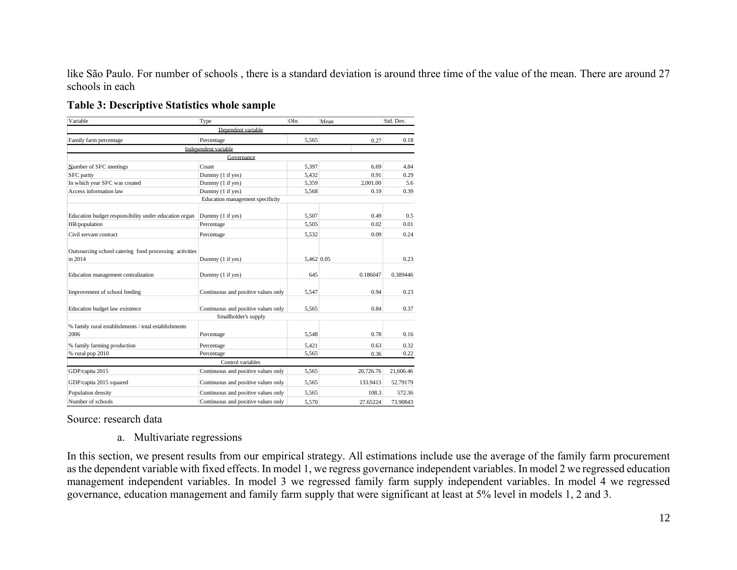like São Paulo. For number of schools , there is a standard deviation is around three time of the value of the mean. There are around 27 schools in each

**Table 3: Descriptive Statistics whole sample**

| Variable | Type | Obs | Mean | Std. Dev. |
|---|---|---|---|---|
| | Dependent variable | | | |
| Family farm percentage | Percentage | 5,565 | 0.27 | 0.18 |
| | Independent variable | | | |
| | Governance | | | |
| Number of SFC meetings | Count | 5,397 | 6.69 | 4.84 |
| SFC parity | Dummy (1 if yes) | 5,432 | 0.91 | 0.29 |
| In which year SFC was created | Dummy (1 if yes) | 5,359 | 2,001.00 | 5.6 |
| Access information law | Dummy (1 if yes) | 5,568 | 0.19 | 0.39 |
| | Education management specificity | | | |
| Education budget responsibility under education organ | Dummy (1 if yes) | 5,507 | 0.49 | 0.5 |
| HR/population | Percentage | 5,505 | 0.02 | 0.01 |
| Civil servant contract | Percentage | 5,532 | 0.09 | 0.24 |
| Outsourcing school catering food processing activities in 2014 | Dummy (1 if yes) | 5,462 | 0.05 | 0.23 |
| Education management centralization | Dummy (1 if yes) | 645 | 0.186047 | 0.389446 |
| Improvement of school feeding | Continuous and positive values only | 5,547 | 0.94 | 0.23 |
| Education budget law existence | Continuous and positive values only | 5,565 | 0.84 | 0.37 |
| | Smallholder's supply | | | |
| % family rural establishments / total establishments 2006 | Percentage | 5,548 | 0.78 | 0.16 |
| % family farming production | Percentage | 5,421 | 0.63 | 0.32 |
| % rural pop 2010 | Percentage | 5,565 | 0.36 | 0.22 |
| | Control variables | | | |
| GDP/capita 2015 | Continuous and positive values only | 5,565 | 20,726.76 | 21,606.46 |
| GDP/capita 2015 squared | Continuous and positive values only | 5,565 | 133.9413 | 52.79179 |
| Population density | Continuous and positive values only | 5,565 | 108.3 | 572.36 |
| Number of schools | Continuous and positive values only | 5,570 | 27.65224 | 73.90843 |

Source: research data

a. Multivariate regressions

In this section, we present results from our empirical strategy. All estimations include use the average of the family farm procurement as the dependent variable with fixed effects. In model 1, we regress governance independent variables. In model 2 we regressed education management independent variables. In model 3 we regressed family farm supply independent variables. In model 4 we regressed governance, education management and family farm supply that were significant at least at 5% level in models 1, 2 and 3.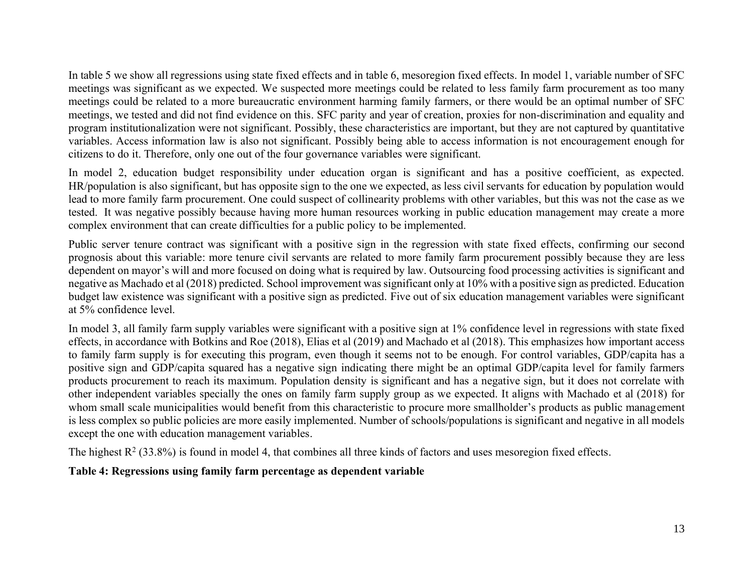In table 5 we show all regressions using state fixed effects and in table 6, mesoregion fixed effects. In model 1, variable number of SFC meetings was significant as we expected. We suspected more meetings could be related to less family farm procurement as too many meetings could be related to a more bureaucratic environment harming family farmers, or there would be an optimal number of SFC meetings, we tested and did not find evidence on this. SFC parity and year of creation, proxies for non-discrimination and equality and program institutionalization were not significant. Possibly, these characteristics are important, but they are not captured by quantitative variables. Access information law is also not significant. Possibly being able to access information is not encouragement enough for citizens to do it. Therefore, only one out of the four governance variables were significant.

In model 2, education budget responsibility under education organ is significant and has a positive coefficient, as expected. HR/population is also significant, but has opposite sign to the one we expected, as less civil servants for education by population would lead to more family farm procurement. One could suspect of collinearity problems with other variables, but this was not the case as we tested. It was negative possibly because having more human resources working in public education management may create a more complex environment that can create difficulties for a public policy to be implemented.

Public server tenure contract was significant with a positive sign in the regression with state fixed effects, confirming our second prognosis about this variable: more tenure civil servants are related to more family farm procurement possibly because they are less dependent on mayor's will and more focused on doing what is required by law. Outsourcing food processing activities is significant and negative as Machado et al (2018) predicted. School improvement was significant only at 10% with a positive sign as predicted. Education budget law existence was significant with a positive sign as predicted. Five out of six education management variables were significant at 5% confidence level.

In model 3, all family farm supply variables were significant with a positive sign at 1% confidence level in regressions with state fixed effects, in accordance with Botkins and Roe (2018), Elias et al (2019) and Machado et al (2018). This emphasizes how important access to family farm supply is for executing this program, even though it seems not to be enough. For control variables, GDP/capita has a positive sign and GDP/capita squared has a negative sign indicating there might be an optimal GDP/capita level for family farmers products procurement to reach its maximum. Population density is significant and has a negative sign, but it does not correlate with other independent variables specially the ones on family farm supply group as we expected. It aligns with Machado et al (2018) for whom small scale municipalities would benefit from this characteristic to procure more smallholder's products as public management is less complex so public policies are more easily implemented. Number of schools/populations is significant and negative in all models except the one with education management variables.

The highest $R^2$ (33.8%) is found in model 4, that combines all three kinds of factors and uses mesoregion fixed effects.

**Table 4: Regressions using family farm percentage as dependent variable**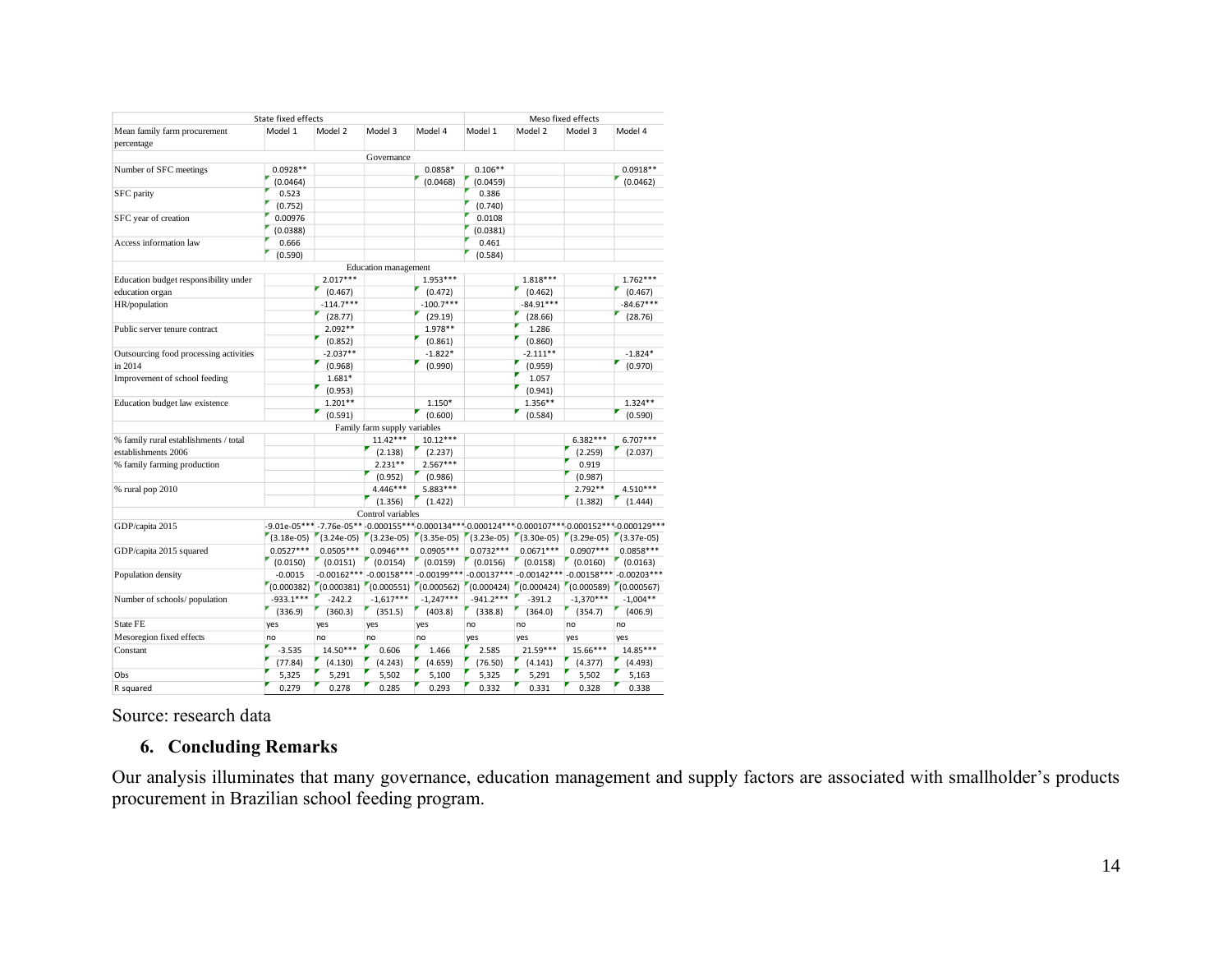| | State fixed effects | | | | Meso fixed effects | | | |
|---|---|---|---|---|---|---|---|---|
| Mean family farm procurement percentage | Model 1 | Model 2 | Model 3 | Model 4 | Model 1 | Model 2 | Model 3 | Model 4 |
| | | | Governance | | | | | |
| Number of SFC meetings | 0.0928** | | | 0.0858* | 0.106** | | | 0.0918** |
| | (0.0464) | | | (0.0468) | (0.0459) | | | (0.0462) |
| SFC parity | 0.523 | | | | 0.386 | | | |
| | (0.752) | | | | (0.740) | | | |
| SFC year of creation | 0.00976 | | | | 0.0108 | | | |
| | (0.0388) | | | | (0.0381) | | | |
| Access information law | 0.666 | | | | 0.461 | | | |
| | (0.590) | | | | (0.584) | | | |
| | | | Education management | | | | | |
| Education budget responsibility under education organ | | 2.017*** | | 1.953*** | | 1.818*** | | 1.762*** |
| | | (0.467) | | (0.472) | | (0.462) | | (0.467) |
| HR/population | | -114.7*** | | -100.7*** | | -84.91*** | | -84.67*** |
| | | (28.77) | | (29.19) | | (28.66) | | (28.76) |
| Public server tenure contract | | 2.092** | | 1.978** | | 1.286 | | |
| | | (0.852) | | (0.861) | | (0.860) | | |
| Outsourcing food processing activities in 2014 | | -2.037** | | -1.822* | | -2.111** | | -1.824* |
| | | (0.968) | | (0.990) | | (0.959) | | (0.970) |
| Improvement of school feeding | | 1.681* | | | | 1.057 | | |
| | | (0.953) | | | | (0.941) | | |
| Education budget law existence | | 1.201** | | 1.150* | | 1.356** | | 1.324** |
| | | (0.591) | | (0.600) | | (0.584) | | (0.590) |
| | | | Family farm supply variables | | | | | |
| % family rural establishments / total establishments 2006 | | | 11.42*** | 10.12*** | | | 6.382*** | 6.707*** |
| | | | (2.138) | (2.237) | | | (2.259) | (2.037) |
| % family farming production | | | 2.231** | 2.567*** | | | 0.919 | |
| | | | (0.952) | (0.986) | | | (0.987) | |
| % rural pop 2010 | | | 4.446*** | 5.883*** | | | 2.792** | 4.510*** |
| | | | (1.356) | (1.422) | | | (1.382) | (1.444) |
| | | | Control variables | | | | | |
| GDP/capita 2015 | -9.01e-05*** | -7.76e-05** | -0.000155*** | -0.000134*** | -0.000124*** | -0.000107*** | -0.000152*** | -0.000129*** |
| | (3.18e-05) | (3.24e-05) | (3.23e-05) | (3.35e-05) | (3.23e-05) | (3.30e-05) | (3.29e-05) | (3.37e-05) |
| GDP/capita 2015 squared | 0.0527*** | 0.0505*** | 0.0946*** | 0.0905*** | 0.0732*** | 0.0671*** | 0.0907*** | 0.0858*** |
| | (0.0150) | (0.0151) | (0.0154) | (0.0159) | (0.0156) | (0.0158) | (0.0160) | (0.0163) |
| Population density | -0.0015 | -0.00162*** | -0.00158*** | -0.00199*** | -0.00137*** | -0.00142*** | -0.00158*** | -0.00203*** |
| | (0.000382) | (0.000381) | (0.000551) | (0.000562) | (0.000424) | (0.000424) | (0.000589) | (0.000567) |
| Number of schools/ population | -933.1*** | -242.2 | -1,617*** | -1,247*** | -941.2*** | -391.2 | -1,370*** | -1,004** |
| | (336.9) | (360.3) | (351.5) | (403.8) | (338.8) | (364.0) | (354.7) | (406.9) |
| State FE | yes | yes | yes | yes | no | no | no | no |
| Mesoregion fixed effects | no | no | no | no | yes | yes | yes | yes |
| Constant | -3.535 | 14.50*** | 0.606 | 1.466 | 2.585 | 21.59*** | 15.66*** | 14.85*** |
| | (77.84) | (4.130) | (4.243) | (4.659) | (76.50) | (4.141) | (4.377) | (4.493) |
| Obs | 5,325 | 5,291 | 5,502 | 5,100 | 5,325 | 5,291 | 5,502 | 5,163 |
| R squared | 0.279 | 0.278 | 0.285 | 0.293 | 0.332 | 0.331 | 0.328 | 0.338 |

Source: research data

## 6. Concluding Remarks

Our analysis illuminates that many governance, education management and supply factors are associated with smallholder's products procurement in Brazilian school feeding program.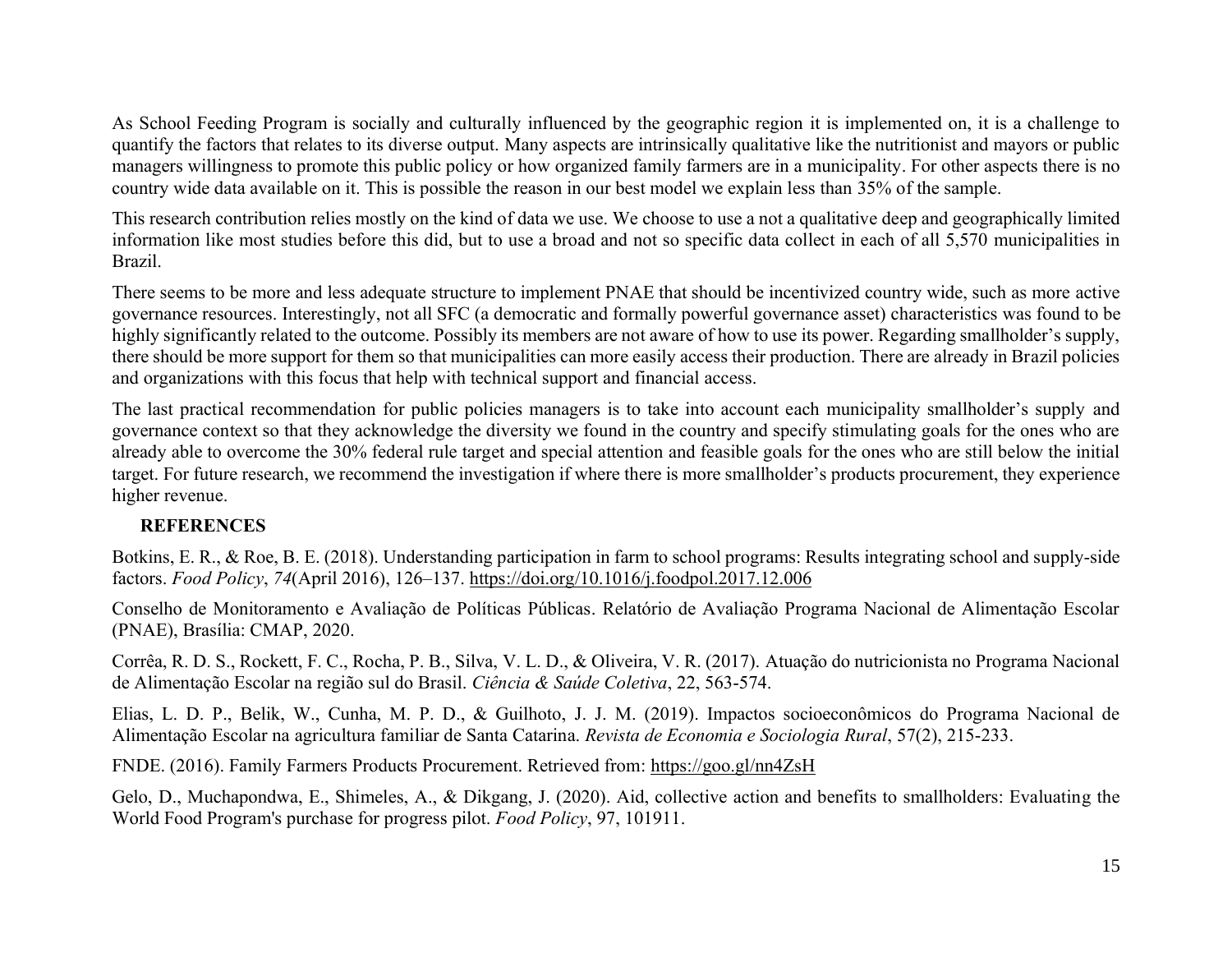As School Feeding Program is socially and culturally influenced by the geographic region it is implemented on, it is a challenge to quantify the factors that relates to its diverse output. Many aspects are intrinsically qualitative like the nutritionist and mayors or public managers willingness to promote this public policy or how organized family farmers are in a municipality. For other aspects there is no country wide data available on it. This is possible the reason in our best model we explain less than 35% of the sample.

This research contribution relies mostly on the kind of data we use. We choose to use a not a qualitative deep and geographically limited information like most studies before this did, but to use a broad and not so specific data collect in each of all 5,570 municipalities in Brazil.

There seems to be more and less adequate structure to implement PNAE that should be incentivized country wide, such as more active governance resources. Interestingly, not all SFC (a democratic and formally powerful governance asset) characteristics was found to be highly significantly related to the outcome. Possibly its members are not aware of how to use its power. Regarding smallholder's supply, there should be more support for them so that municipalities can more easily access their production. There are already in Brazil policies and organizations with this focus that help with technical support and financial access.

The last practical recommendation for public policies managers is to take into account each municipality smallholder's supply and governance context so that they acknowledge the diversity we found in the country and specify stimulating goals for the ones who are already able to overcome the 30% federal rule target and special attention and feasible goals for the ones who are still below the initial target. For future research, we recommend the investigation if where there is more smallholder's products procurement, they experience higher revenue.

## REFERENCES

Botkins, E. R., & Roe, B. E. (2018). Understanding participation in farm to school programs: Results integrating school and supply-side factors. *Food Policy*, *74*(April 2016), 126–137. https://doi.org/10.1016/j.foodpol.2017.12.006

Conselho de Monitoramento e Avaliação de Políticas Públicas. Relatório de Avaliação Programa Nacional de Alimentação Escolar (PNAE), Brasília: CMAP, 2020.

Corrêa, R. D. S., Rockett, F. C., Rocha, P. B., Silva, V. L. D., & Oliveira, V. R. (2017). Atuação do nutricionista no Programa Nacional de Alimentação Escolar na região sul do Brasil. *Ciência & Saúde Coletiva*, 22, 563-574.

Elias, L. D. P., Belik, W., Cunha, M. P. D., & Guilhoto, J. J. M. (2019). Impactos socioeconômicos do Programa Nacional de Alimentação Escolar na agricultura familiar de Santa Catarina. *Revista de Economia e Sociologia Rural*, 57(2), 215-233.

FNDE. (2016). Family Farmers Products Procurement. Retrieved from: https://goo.gl/nn4ZsH

Gelo, D., Muchapondwa, E., Shimeles, A., & Dikgang, J. (2020). Aid, collective action and benefits to smallholders: Evaluating the World Food Program's purchase for progress pilot. *Food Policy*, 97, 101911.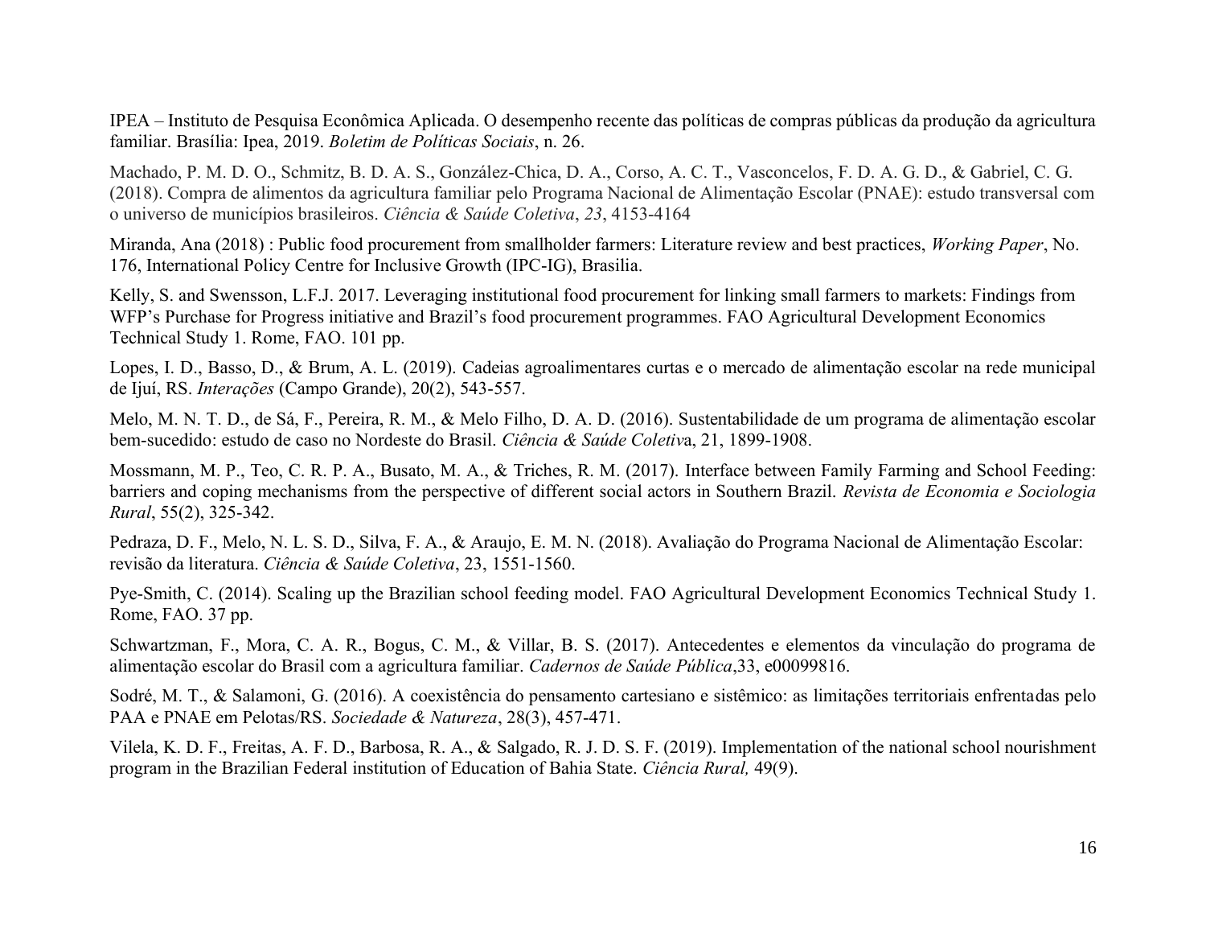IPEA – Instituto de Pesquisa Econômica Aplicada. O desempenho recente das políticas de compras públicas da produção da agricultura familiar. Brasília: Ipea, 2019. *Boletim de Políticas Sociais*, n. 26.

Machado, P. M. D. O., Schmitz, B. D. A. S., González-Chica, D. A., Corso, A. C. T., Vasconcelos, F. D. A. G. D., & Gabriel, C. G. (2018). Compra de alimentos da agricultura familiar pelo Programa Nacional de Alimentação Escolar (PNAE): estudo transversal com o universo de municípios brasileiros. *Ciência & Saúde Coletiva*, *23*, 4153-4164

Miranda, Ana (2018) : Public food procurement from smallholder farmers: Literature review and best practices, *Working Paper*, No. 176, International Policy Centre for Inclusive Growth (IPC-IG), Brasilia.

Kelly, S. and Swensson, L.F.J. 2017. Leveraging institutional food procurement for linking small farmers to markets: Findings from WFP's Purchase for Progress initiative and Brazil's food procurement programmes. FAO Agricultural Development Economics Technical Study 1. Rome, FAO. 101 pp.

Lopes, I. D., Basso, D., & Brum, A. L. (2019). Cadeias agroalimentares curtas e o mercado de alimentação escolar na rede municipal de Ijuí, RS. *Interações* (Campo Grande), 20(2), 543-557.

Melo, M. N. T. D., de Sá, F., Pereira, R. M., & Melo Filho, D. A. D. (2016). Sustentabilidade de um programa de alimentação escolar bem-sucedido: estudo de caso no Nordeste do Brasil. *Ciência & Saúde Coletiv*a, 21, 1899-1908.

Mossmann, M. P., Teo, C. R. P. A., Busato, M. A., & Triches, R. M. (2017). Interface between Family Farming and School Feeding: barriers and coping mechanisms from the perspective of different social actors in Southern Brazil. *Revista de Economia e Sociologia Rural*, 55(2), 325-342.

Pedraza, D. F., Melo, N. L. S. D., Silva, F. A., & Araujo, E. M. N. (2018). Avaliação do Programa Nacional de Alimentação Escolar: revisão da literatura. *Ciência & Saúde Coletiva*, 23, 1551-1560.

Pye-Smith, C. (2014). Scaling up the Brazilian school feeding model. FAO Agricultural Development Economics Technical Study 1. Rome, FAO. 37 pp.

Schwartzman, F., Mora, C. A. R., Bogus, C. M., & Villar, B. S. (2017). Antecedentes e elementos da vinculação do programa de alimentação escolar do Brasil com a agricultura familiar. *Cadernos de Saúde Pública*,33, e00099816.

Sodré, M. T., & Salamoni, G. (2016). A coexistência do pensamento cartesiano e sistêmico: as limitações territoriais enfrentadas pelo PAA e PNAE em Pelotas/RS. *Sociedade & Natureza*, 28(3), 457-471.

Vilela, K. D. F., Freitas, A. F. D., Barbosa, R. A., & Salgado, R. J. D. S. F. (2019). Implementation of the national school nourishment program in the Brazilian Federal institution of Education of Bahia State. *Ciência Rural,* 49(9).